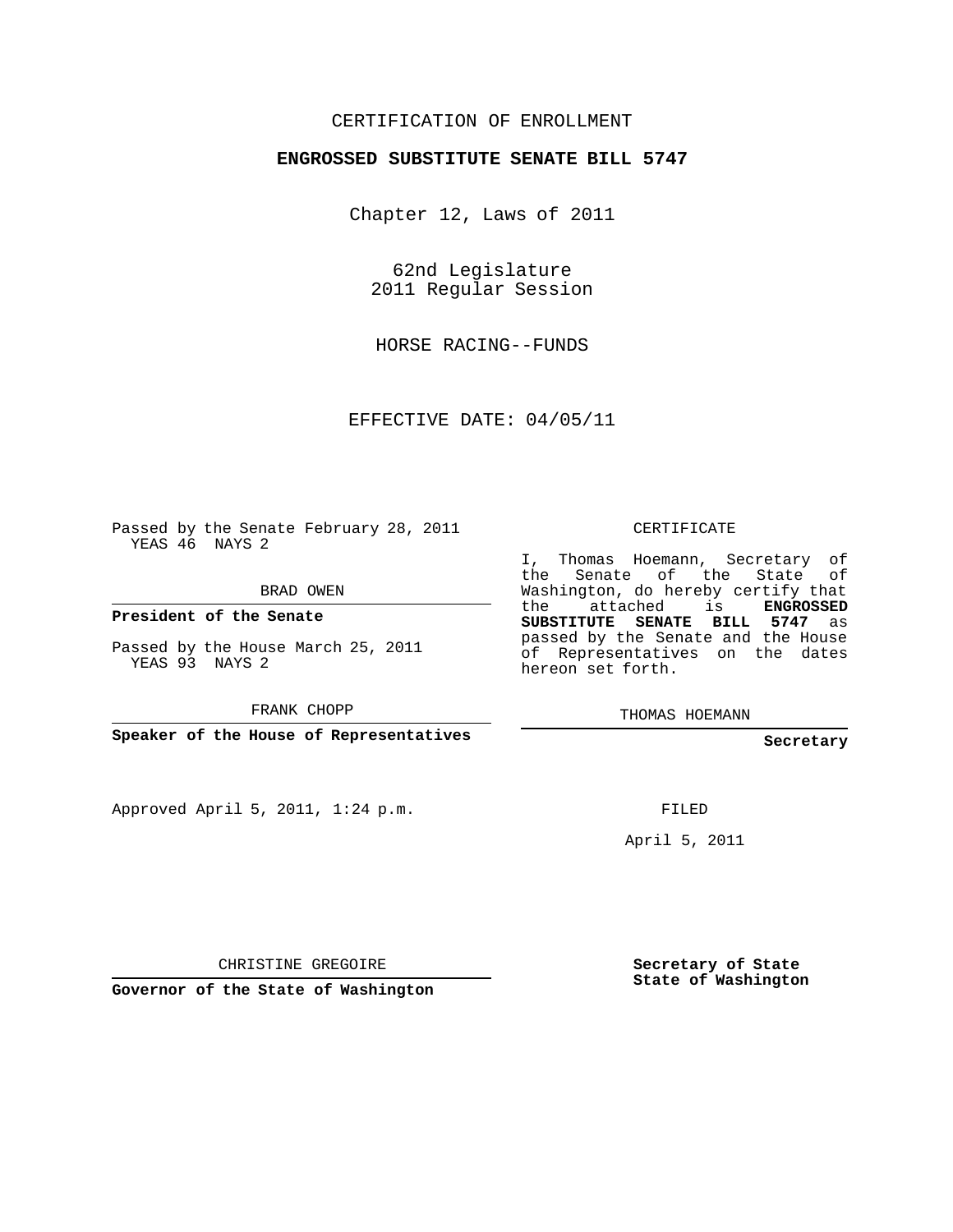CERTIFICATION OF ENROLLMENT

**ENGROSSED SUBSTITUTE SENATE BILL 5747**

Chapter 12, Laws of 2011

62nd Legislature
2011 Regular Session

HORSE RACING--FUNDS

EFFECTIVE DATE: 04/05/11

Passed by the Senate February 28, 2011
YEAS 46 NAYS 2

BRAD OWEN

**President of the Senate**

Passed by the House March 25, 2011
YEAS 93 NAYS 2

FRANK CHOPP

**Speaker of the House of Representatives**

CERTIFICATE

I, Thomas Hoemann, Secretary of the Senate of the State of Washington, do hereby certify that the attached is **ENGROSSED SUBSTITUTE SENATE BILL 5747** as passed by the Senate and the House of Representatives on the dates hereon set forth.

THOMAS HOEMANN

**Secretary**

Approved April 5, 2011, 1:24 p.m.

FILED

April 5, 2011

CHRISTINE GREGOIRE

**Governor of the State of Washington**

**Secretary of State**
**State of Washington**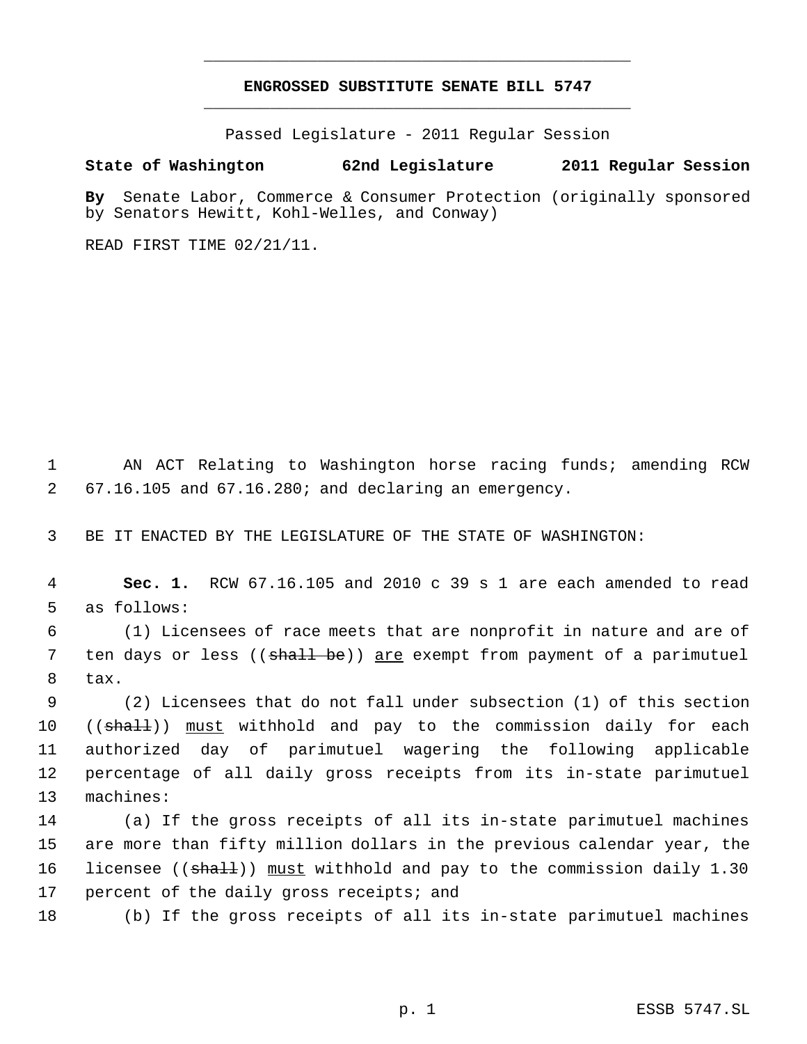# ENGROSSED SUBSTITUTE SENATE BILL 5747

Passed Legislature - 2011 Regular Session

**State of Washington 62nd Legislature 2011 Regular Session**

**By** Senate Labor, Commerce & Consumer Protection (originally sponsored by Senators Hewitt, Kohl-Welles, and Conway)

READ FIRST TIME 02/21/11.

1 AN ACT Relating to Washington horse racing funds; amending RCW
2 67.16.105 and 67.16.280; and declaring an emergency.

3 BE IT ENACTED BY THE LEGISLATURE OF THE STATE OF WASHINGTON:

4 **Sec. 1.** RCW 67.16.105 and 2010 c 39 s 1 are each amended to read
5 as follows:

6 (1) Licensees of race meets that are nonprofit in nature and are of
7 ten days or less ((~~shall be~~)) <u>are</u> exempt from payment of a parimutuel
8 tax.

9 (2) Licensees that do not fall under subsection (1) of this section
10 ((~~shall~~)) <u>must</u> withhold and pay to the commission daily for each
11 authorized day of parimutuel wagering the following applicable
12 percentage of all daily gross receipts from its in-state parimutuel
13 machines:

14 (a) If the gross receipts of all its in-state parimutuel machines
15 are more than fifty million dollars in the previous calendar year, the
16 licensee ((~~shall~~)) <u>must</u> withhold and pay to the commission daily 1.30
17 percent of the daily gross receipts; and

18 (b) If the gross receipts of all its in-state parimutuel machines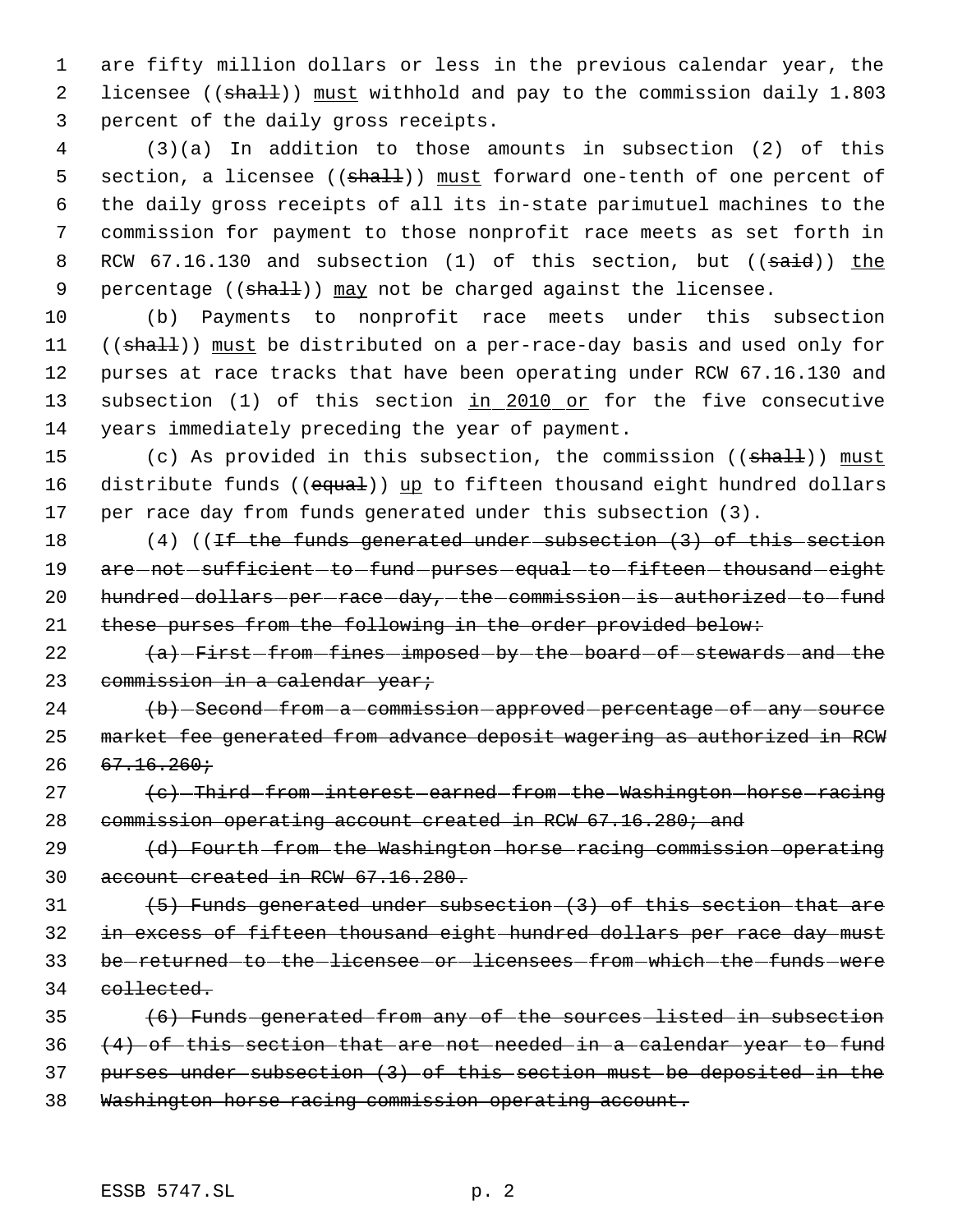are fifty million dollars or less in the previous calendar year, the licensee ((~~shall~~)) <u>must</u> withhold and pay to the commission daily 1.803 percent of the daily gross receipts.

(3)(a) In addition to those amounts in subsection (2) of this section, a licensee ((~~shall~~)) <u>must</u> forward one-tenth of one percent of the daily gross receipts of all its in-state parimutuel machines to the commission for payment to those nonprofit race meets as set forth in RCW 67.16.130 and subsection (1) of this section, but ((~~said~~)) <u>the</u> percentage ((~~shall~~)) <u>may</u> not be charged against the licensee.

(b) Payments to nonprofit race meets under this subsection ((~~shall~~)) <u>must</u> be distributed on a per-race-day basis and used only for purses at race tracks that have been operating under RCW 67.16.130 and subsection (1) of this section <u>in 2010 or</u> for the five consecutive years immediately preceding the year of payment.

(c) As provided in this subsection, the commission ((~~shall~~)) <u>must</u> distribute funds ((~~equal~~)) <u>up</u> to fifteen thousand eight hundred dollars per race day from funds generated under this subsection (3).

(4) ((~~If the funds generated under subsection (3) of this section are not sufficient to fund purses equal to fifteen thousand eight hundred dollars per race day, the commission is authorized to fund these purses from the following in the order provided below:~~

~~(a) First from fines imposed by the board of stewards and the commission in a calendar year;~~

~~(b) Second from a commission approved percentage of any source market fee generated from advance deposit wagering as authorized in RCW 67.16.260;~~

~~(c) Third from interest earned from the Washington horse racing commission operating account created in RCW 67.16.280; and~~

~~(d) Fourth from the Washington horse racing commission operating account created in RCW 67.16.280.~~

~~(5) Funds generated under subsection (3) of this section that are in excess of fifteen thousand eight hundred dollars per race day must be returned to the licensee or licensees from which the funds were collected.~~

~~(6) Funds generated from any of the sources listed in subsection (4) of this section that are not needed in a calendar year to fund purses under subsection (3) of this section must be deposited in the Washington horse racing commission operating account.~~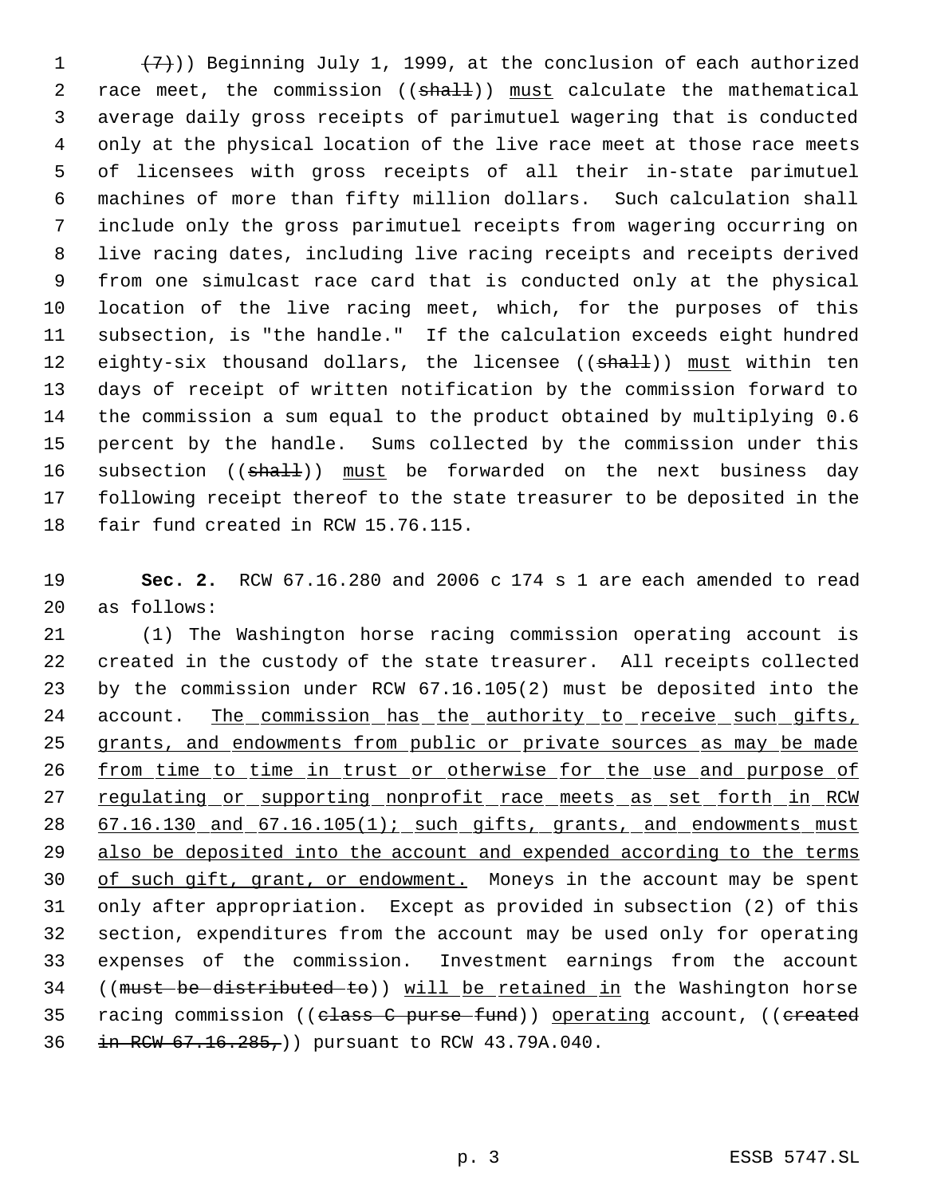((~~(7)~~)) Beginning July 1, 1999, at the conclusion of each authorized race meet, the commission ((~~shall~~)) <u>must</u> calculate the mathematical average daily gross receipts of parimutuel wagering that is conducted only at the physical location of the live race meet at those race meets of licensees with gross receipts of all their in-state parimutuel machines of more than fifty million dollars. Such calculation shall include only the gross parimutuel receipts from wagering occurring on live racing dates, including live racing receipts and receipts derived from one simulcast race card that is conducted only at the physical location of the live racing meet, which, for the purposes of this subsection, is "the handle." If the calculation exceeds eight hundred eighty-six thousand dollars, the licensee ((~~shall~~)) <u>must</u> within ten days of receipt of written notification by the commission forward to the commission a sum equal to the product obtained by multiplying 0.6 percent by the handle. Sums collected by the commission under this subsection ((~~shall~~)) <u>must</u> be forwarded on the next business day following receipt thereof to the state treasurer to be deposited in the fair fund created in RCW 15.76.115.

**Sec. 2.** RCW 67.16.280 and 2006 c 174 s 1 are each amended to read as follows:

(1) The Washington horse racing commission operating account is created in the custody of the state treasurer. All receipts collected by the commission under RCW 67.16.105(2) must be deposited into the account. <u>The commission has the authority to receive such gifts, grants, and endowments from public or private sources as may be made from time to time in trust or otherwise for the use and purpose of regulating or supporting nonprofit race meets as set forth in RCW 67.16.130 and 67.16.105(1); such gifts, grants, and endowments must also be deposited into the account and expended according to the terms of such gift, grant, or endowment.</u> Moneys in the account may be spent only after appropriation. Except as provided in subsection (2) of this section, expenditures from the account may be used only for operating expenses of the commission. Investment earnings from the account ((~~must be distributed to~~)) <u>will be retained in</u> the Washington horse racing commission ((~~class C purse fund~~)) <u>operating</u> account, ((~~created in RCW 67.16.285,~~)) pursuant to RCW 43.79A.040.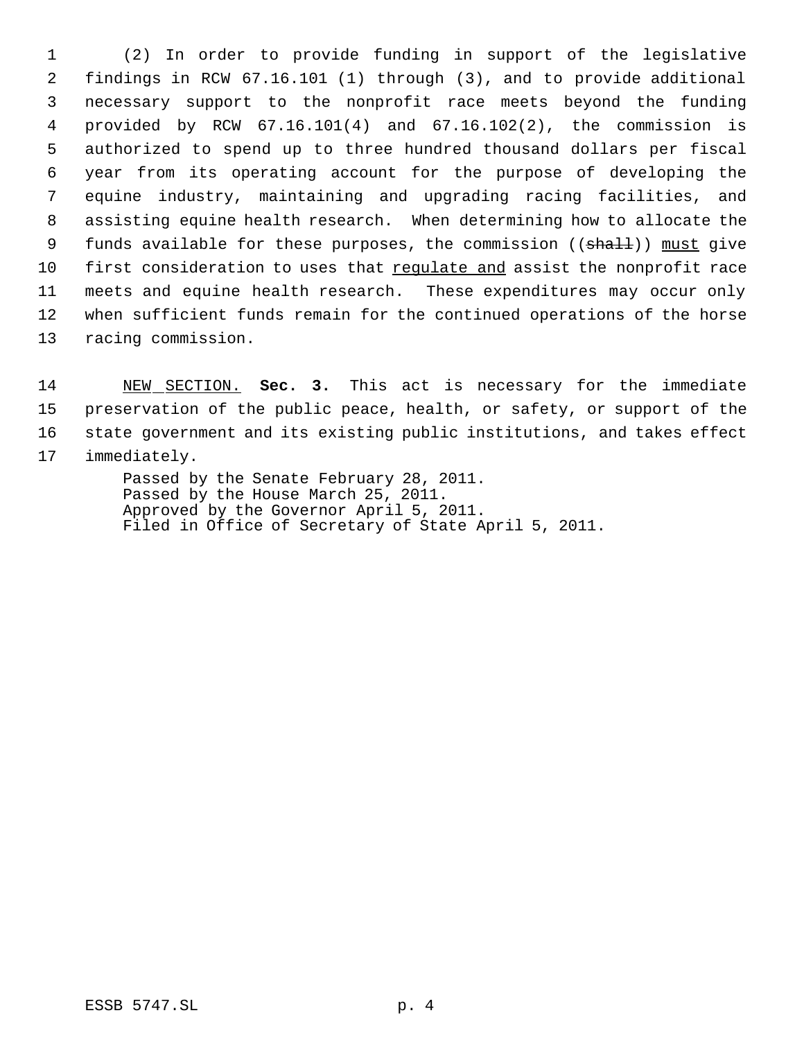(2) In order to provide funding in support of the legislative findings in RCW 67.16.101 (1) through (3), and to provide additional necessary support to the nonprofit race meets beyond the funding provided by RCW 67.16.101(4) and 67.16.102(2), the commission is authorized to spend up to three hundred thousand dollars per fiscal year from its operating account for the purpose of developing the equine industry, maintaining and upgrading racing facilities, and assisting equine health research. When determining how to allocate the funds available for these purposes, the commission ((~~shall~~)) <u>must</u> give first consideration to uses that <u>regulate and</u> assist the nonprofit race meets and equine health research. These expenditures may occur only when sufficient funds remain for the continued operations of the horse racing commission.

<u>NEW SECTION.</u> **Sec. 3.** This act is necessary for the immediate preservation of the public peace, health, or safety, or support of the state government and its existing public institutions, and takes effect immediately.

Passed by the Senate February 28, 2011.
Passed by the House March 25, 2011.
Approved by the Governor April 5, 2011.
Filed in Office of Secretary of State April 5, 2011.